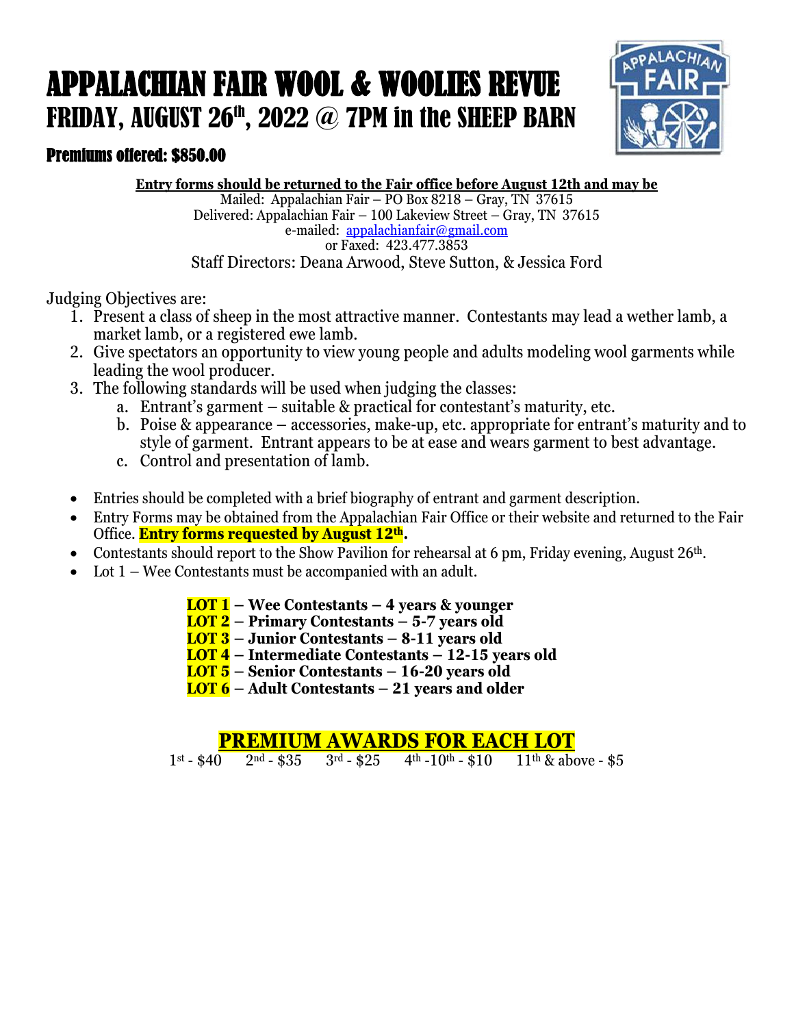# APPALACHIAN FAIR WOOL & WOOLIES REVUE

## FRIDAY, AUGUST 26th, 2022 @ 7PM in the SHEEP BARN

### Premiums offered: $850.00

**Entry forms should be returned to the Fair office before August 12th and may be**

Mailed: Appalachian Fair – PO Box 8218 – Gray, TN 37615
Delivered: Appalachian Fair – 100 Lakeview Street – Gray, TN 37615
e-mailed: appalachianfair@gmail.com
or Faxed: 423.477.3853
Staff Directors: Deana Arwood, Steve Sutton, & Jessica Ford

Judging Objectives are:

1. Present a class of sheep in the most attractive manner. Contestants may lead a wether lamb, a market lamb, or a registered ewe lamb.
2. Give spectators an opportunity to view young people and adults modeling wool garments while leading the wool producer.
3. The following standards will be used when judging the classes:
   a. Entrant's garment – suitable & practical for contestant's maturity, etc.
   b. Poise & appearance – accessories, make-up, etc. appropriate for entrant's maturity and to style of garment. Entrant appears to be at ease and wears garment to best advantage.
   c. Control and presentation of lamb.

- Entries should be completed with a brief biography of entrant and garment description.
- Entry Forms may be obtained from the Appalachian Fair Office or their website and returned to the Fair Office. **Entry forms requested by August 12th.**
- Contestants should report to the Show Pavilion for rehearsal at 6 pm, Friday evening, August 26th.
- Lot 1 – Wee Contestants must be accompanied with an adult.

**LOT 1 – Wee Contestants – 4 years & younger**
**LOT 2 – Primary Contestants – 5-7 years old**
**LOT 3 – Junior Contestants – 8-11 years old**
**LOT 4 – Intermediate Contestants – 12-15 years old**
**LOT 5 – Senior Contestants – 16-20 years old**
**LOT 6 – Adult Contestants – 21 years and older**

## PREMIUM AWARDS FOR EACH LOT

1st - $40 2nd - $35 3rd - $25 4th -10th - $10 11th & above - $5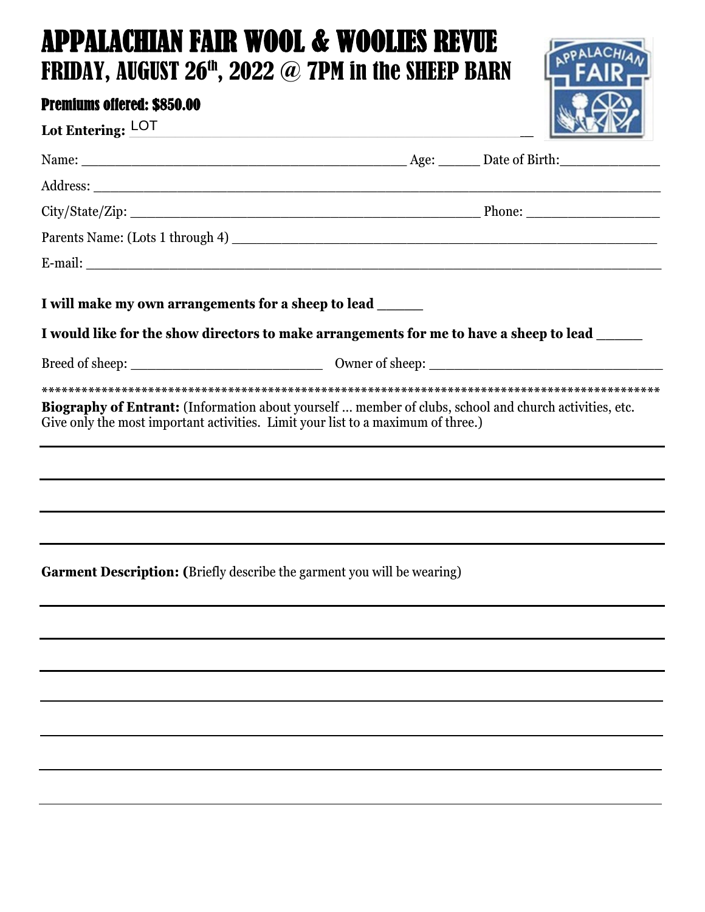# APPALACHIAN FAIR WOOL & WOOLIES REVUE

## FRIDAY, AUGUST 26th, 2022 @ 7PM in the SHEEP BARN

### Premiums offered: $850.00

**Lot Entering:** LOT ___________________________________________

Name: ___________________________________________ Age: ______ Date of Birth: ______________

Address: ___________________________________________________________________________

City/State/Zip: _______________________________________________ Phone: __________________

Parents Name: (Lots 1 through 4) ___________________________________________________________

E-mail: ___________________________________________________________________________

**I will make my own arrangements for a sheep to lead ______**

**I would like for the show directors to make arrangements for me to have a sheep to lead ______**

Breed of sheep: __________________________ Owner of sheep: ________________________________

****************************************************************************************************

**Biography of Entrant:** (Information about yourself … member of clubs, school and church activities, etc. Give only the most important activities. Limit your list to a maximum of three.)

___________________________________________________________________________

___________________________________________________________________________

___________________________________________________________________________

___________________________________________________________________________

**Garment Description: (**Briefly describe the garment you will be wearing)

___________________________________________________________________________

___________________________________________________________________________

___________________________________________________________________________

___________________________________________________________________________

___________________________________________________________________________

___________________________________________________________________________

___________________________________________________________________________